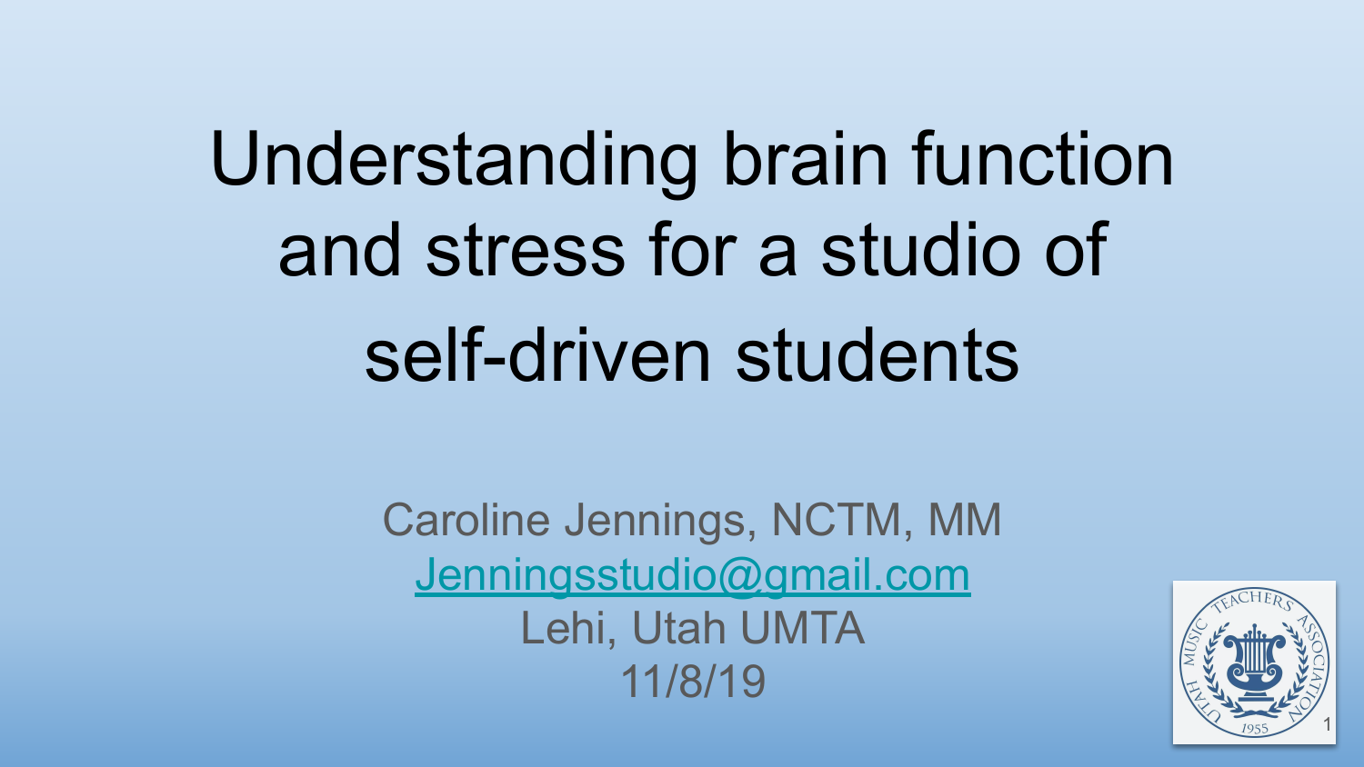# Understanding brain function and stress for a studio of self-driven students

Caroline Jennings, NCTM, MM

Jenningsstudio@gmail.com

Lehi, Utah UMTA

11/8/19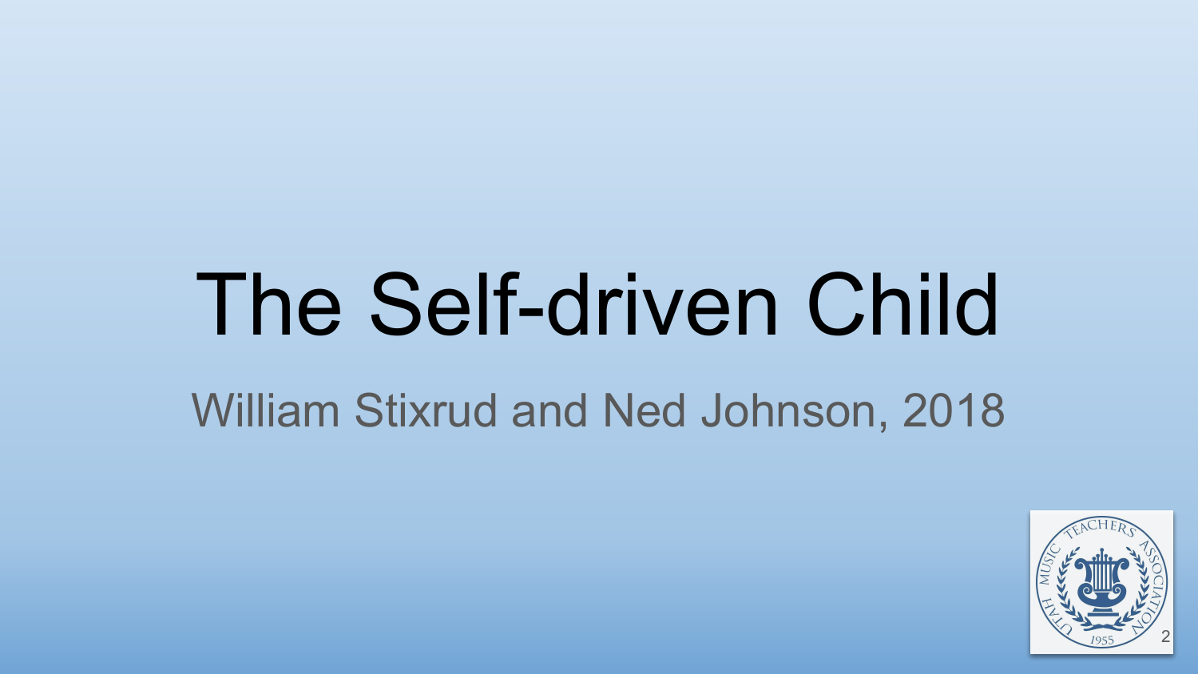# The Self-driven Child

William Stixrud and Ned Johnson, 2018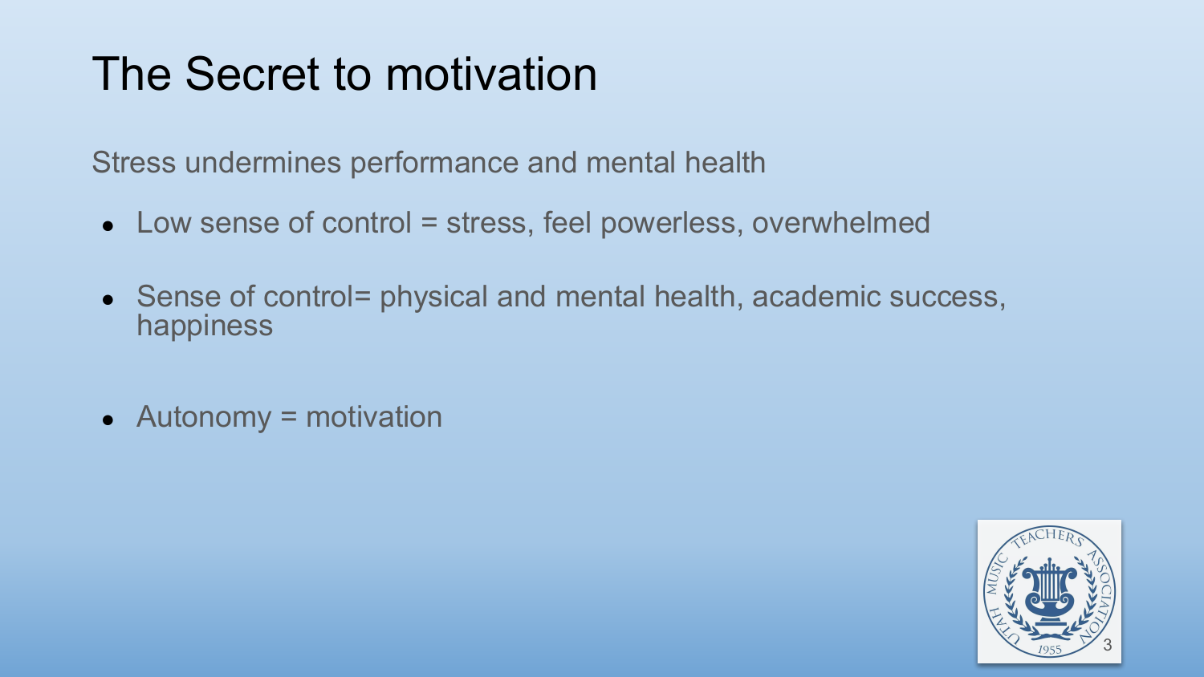# The Secret to motivation

Stress undermines performance and mental health

- Low sense of control = stress, feel powerless, overwhelmed
- Sense of control= physical and mental health, academic success, happiness
- Autonomy = motivation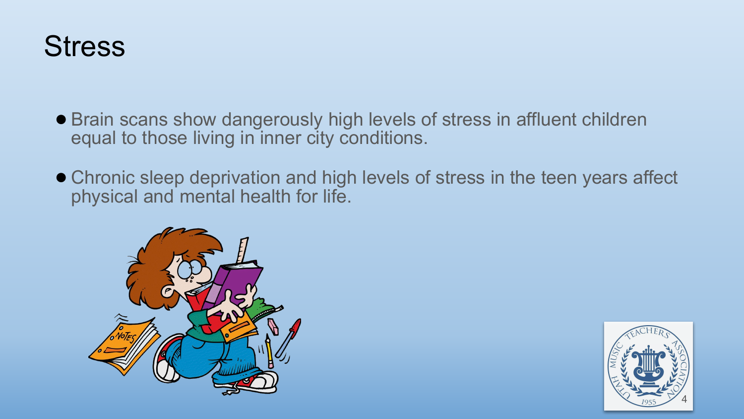# Stress

- Brain scans show dangerously high levels of stress in affluent children equal to those living in inner city conditions.
- Chronic sleep deprivation and high levels of stress in the teen years affect physical and mental health for life.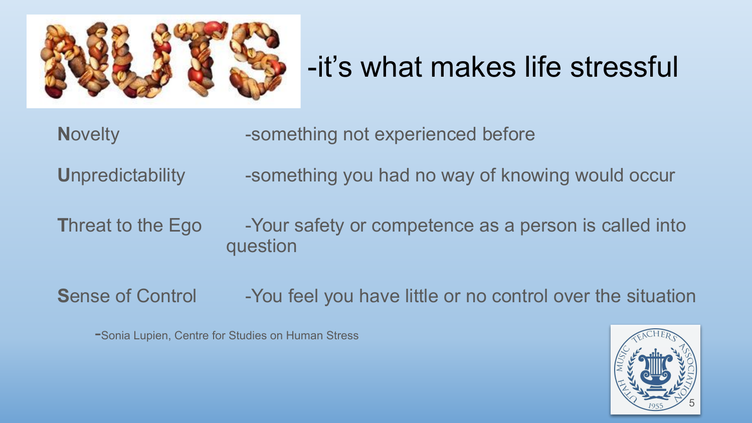# NUTS -it's what makes life stressful

**N**ovelty -something not experienced before

**U**npredictability -something you had no way of knowing would occur

**T**hreat to the Ego -Your safety or competence as a person is called into question

**S**ense of Control -You feel you have little or no control over the situation

-Sonia Lupien, Centre for Studies on Human Stress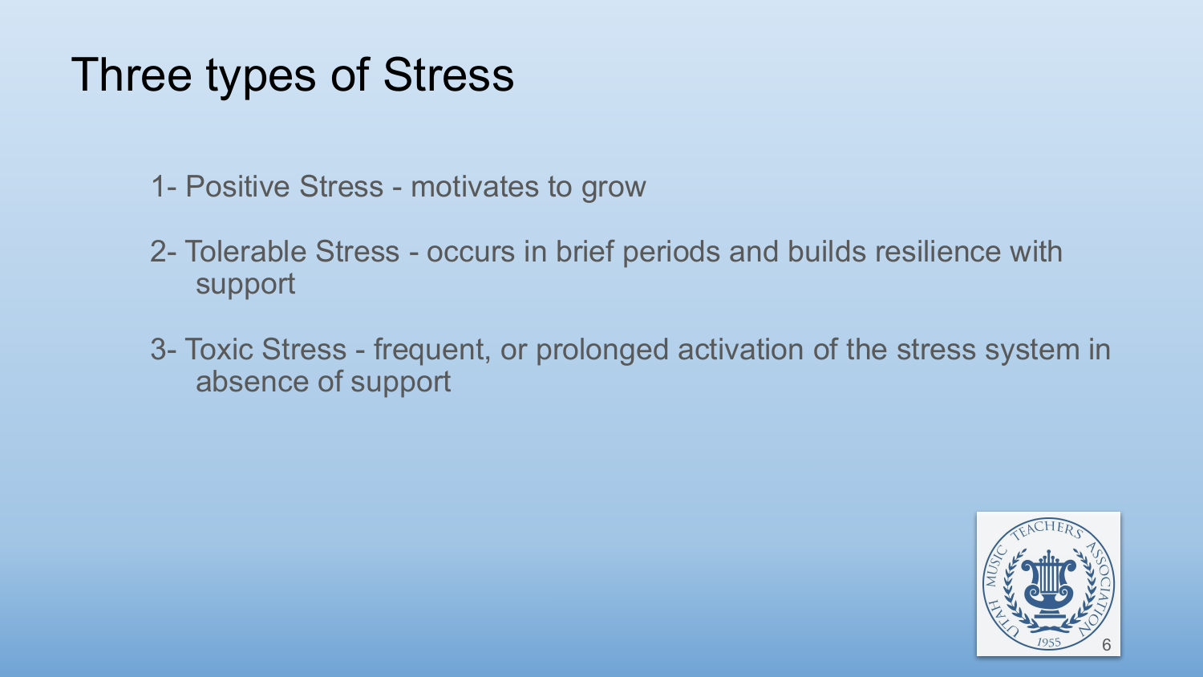# Three types of Stress

1- Positive Stress - motivates to grow

2- Tolerable Stress - occurs in brief periods and builds resilience with support

3- Toxic Stress - frequent, or prolonged activation of the stress system in absence of support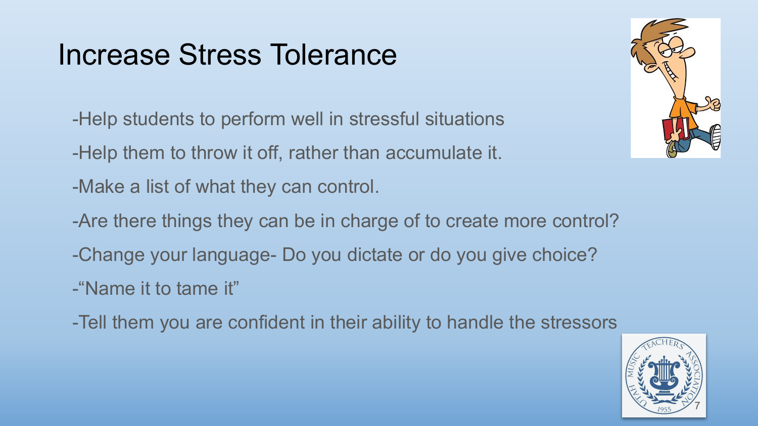# Increase Stress Tolerance

-Help students to perform well in stressful situations

-Help them to throw it off, rather than accumulate it.

-Make a list of what they can control.

-Are there things they can be in charge of to create more control?

-Change your language- Do you dictate or do you give choice?

-“Name it to tame it”

-Tell them you are confident in their ability to handle the stressors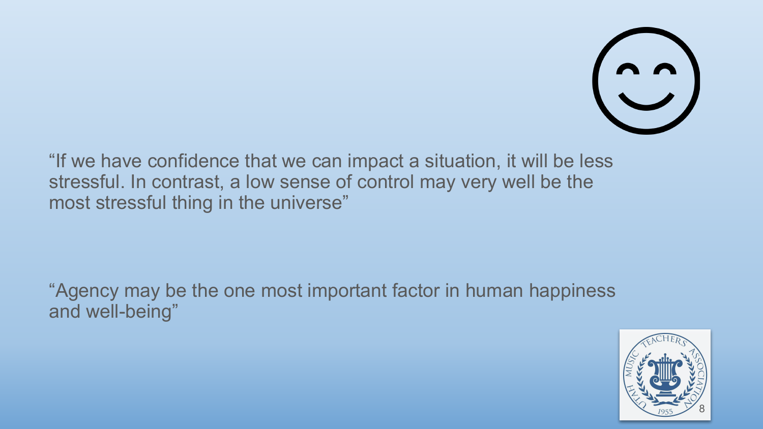"If we have confidence that we can impact a situation, it will be less stressful. In contrast, a low sense of control may very well be the most stressful thing in the universe"

"Agency may be the one most important factor in human happiness and well-being"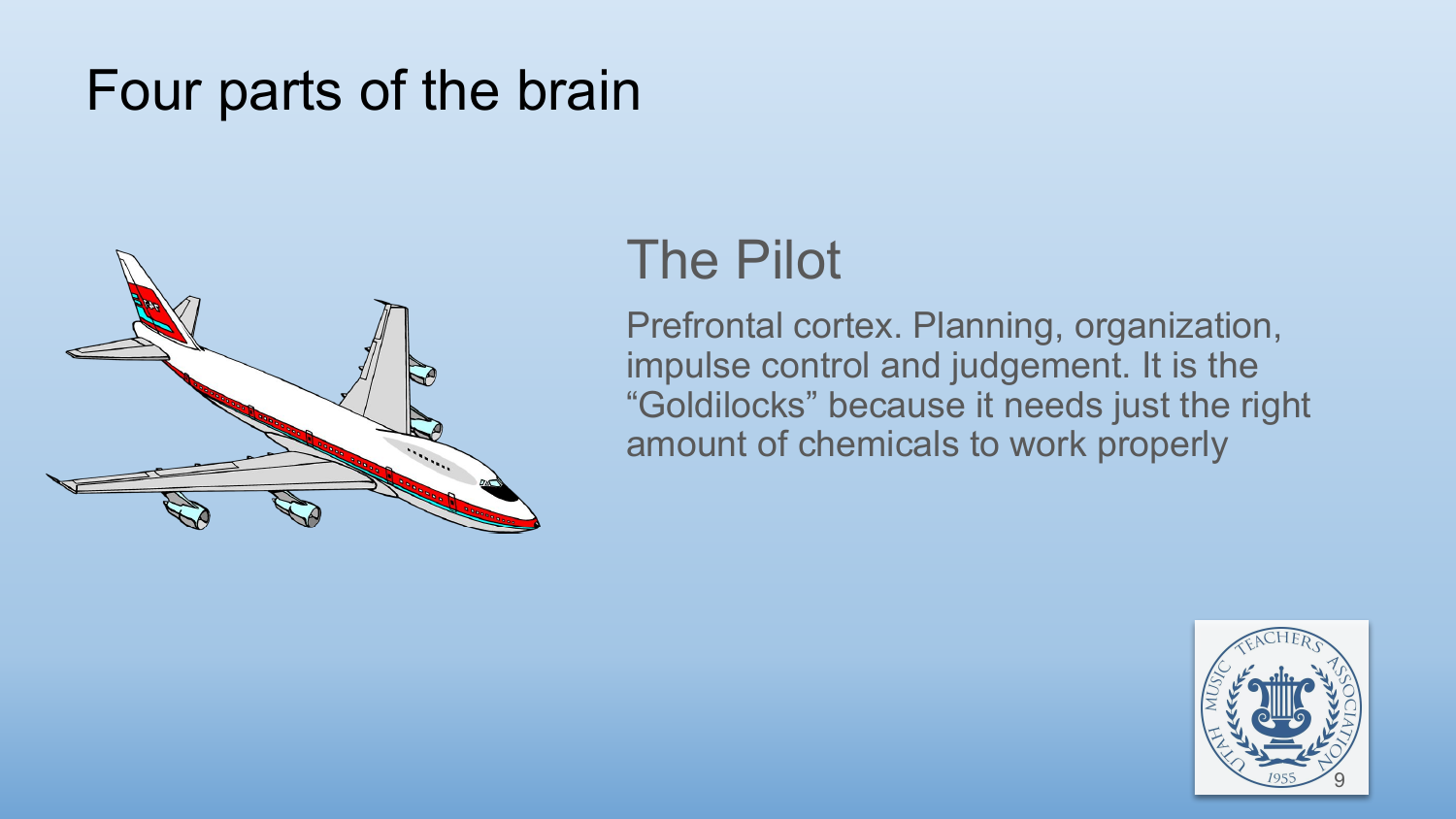# Four parts of the brain

## The Pilot

Prefrontal cortex. Planning, organization, impulse control and judgement. It is the “Goldilocks” because it needs just the right amount of chemicals to work properly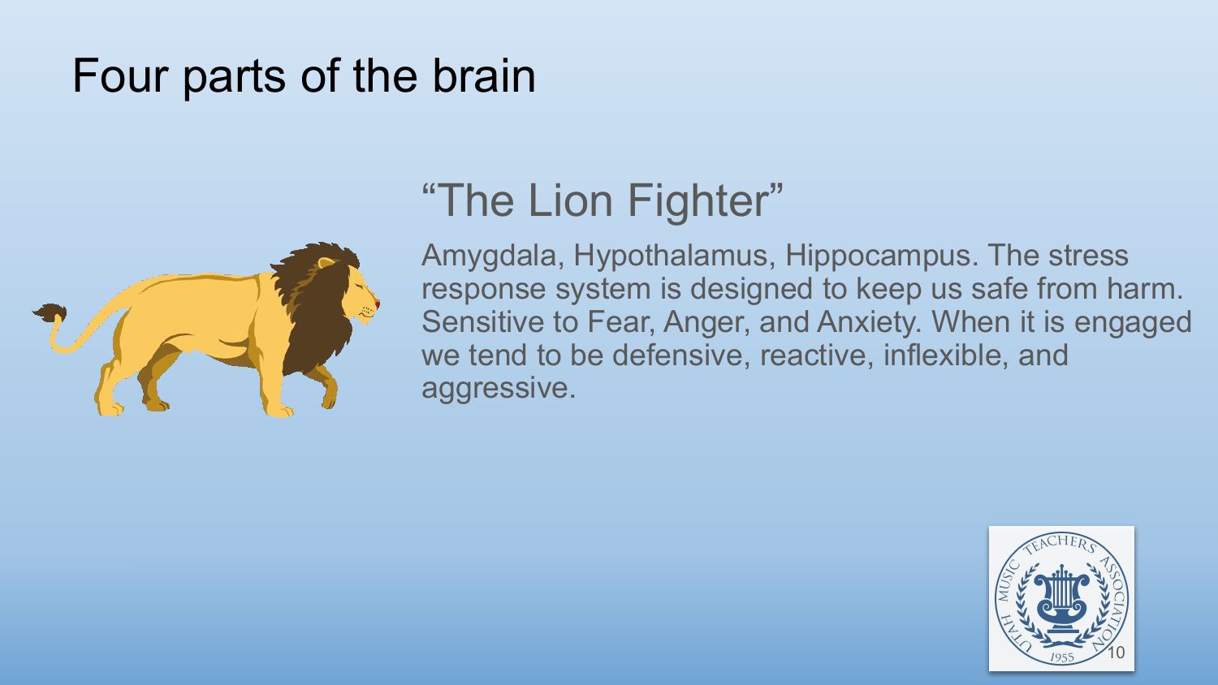# Four parts of the brain

## "The Lion Fighter"

Amygdala, Hypothalamus, Hippocampus. The stress response system is designed to keep us safe from harm. Sensitive to Fear, Anger, and Anxiety. When it is engaged we tend to be defensive, reactive, inflexible, and aggressive.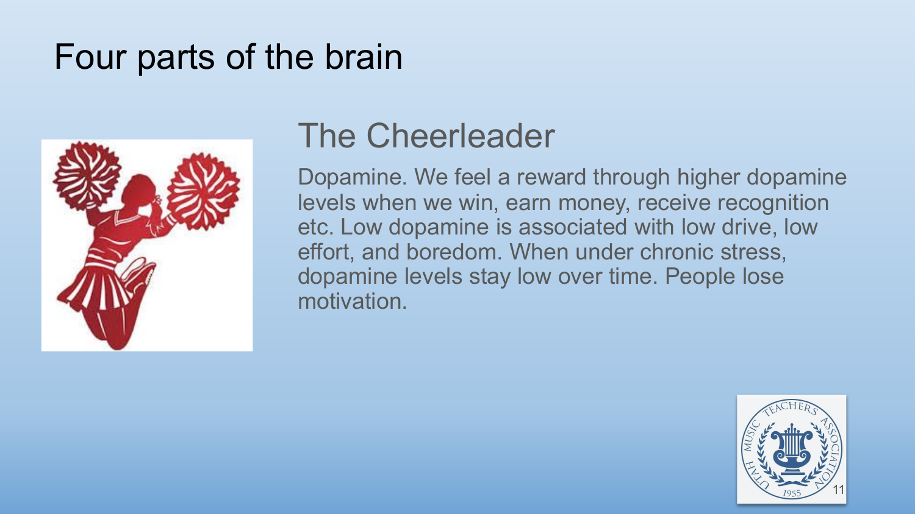# Four parts of the brain

## The Cheerleader

Dopamine. We feel a reward through higher dopamine levels when we win, earn money, receive recognition etc. Low dopamine is associated with low drive, low effort, and boredom. When under chronic stress, dopamine levels stay low over time. People lose motivation.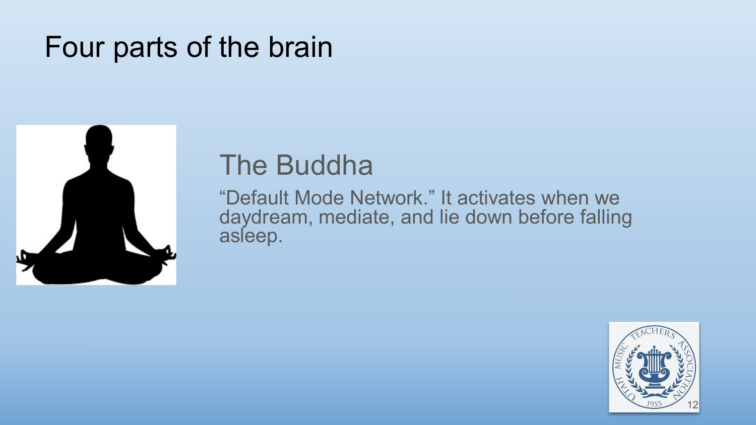# Four parts of the brain

## The Buddha

“Default Mode Network.” It activates when we daydream, mediate, and lie down before falling asleep.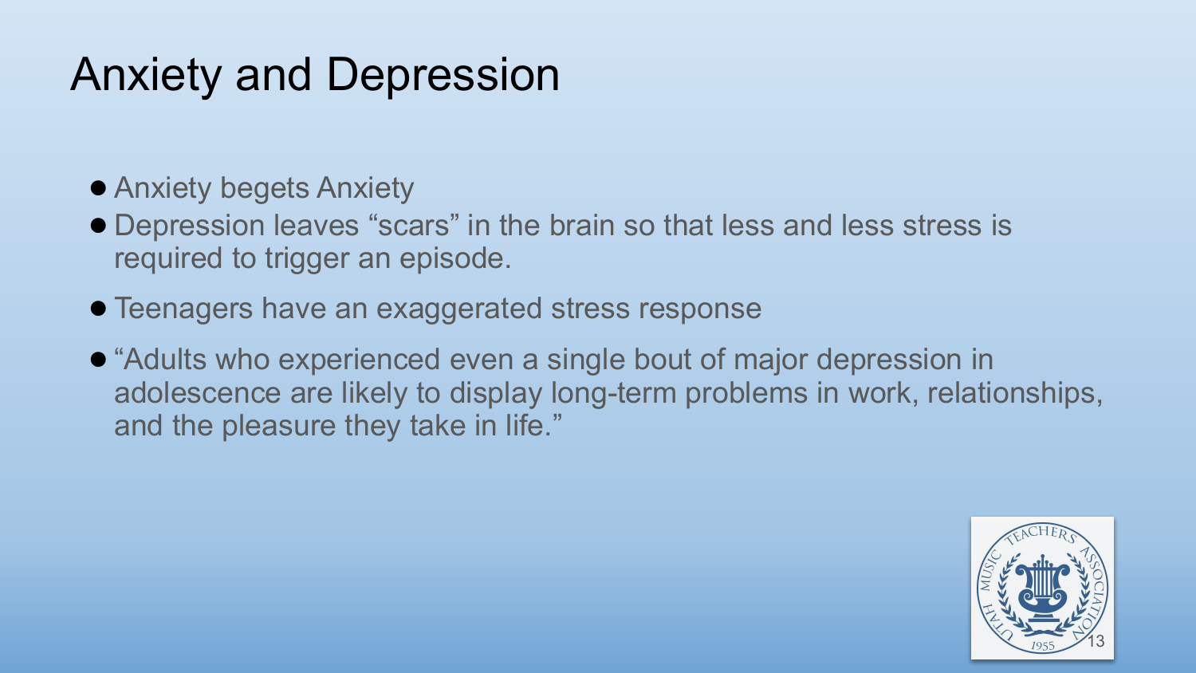# Anxiety and Depression

- Anxiety begets Anxiety
- Depression leaves “scars” in the brain so that less and less stress is required to trigger an episode.
- Teenagers have an exaggerated stress response
- “Adults who experienced even a single bout of major depression in adolescence are likely to display long-term problems in work, relationships, and the pleasure they take in life.”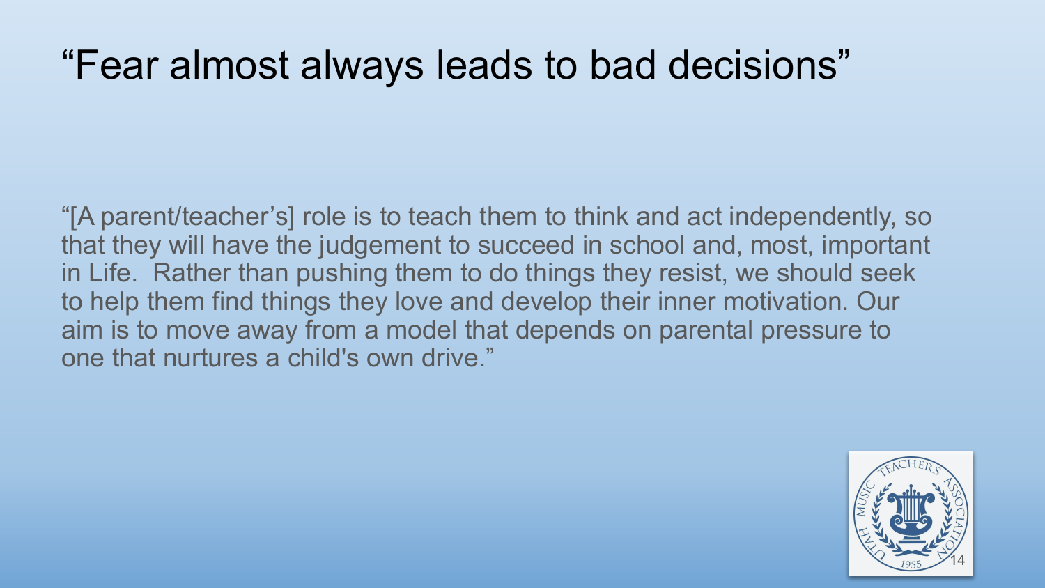# “Fear almost always leads to bad decisions”

“[A parent/teacher’s] role is to teach them to think and act independently, so that they will have the judgement to succeed in school and, most, important in Life. Rather than pushing them to do things they resist, we should seek to help them find things they love and develop their inner motivation. Our aim is to move away from a model that depends on parental pressure to one that nurtures a child's own drive.”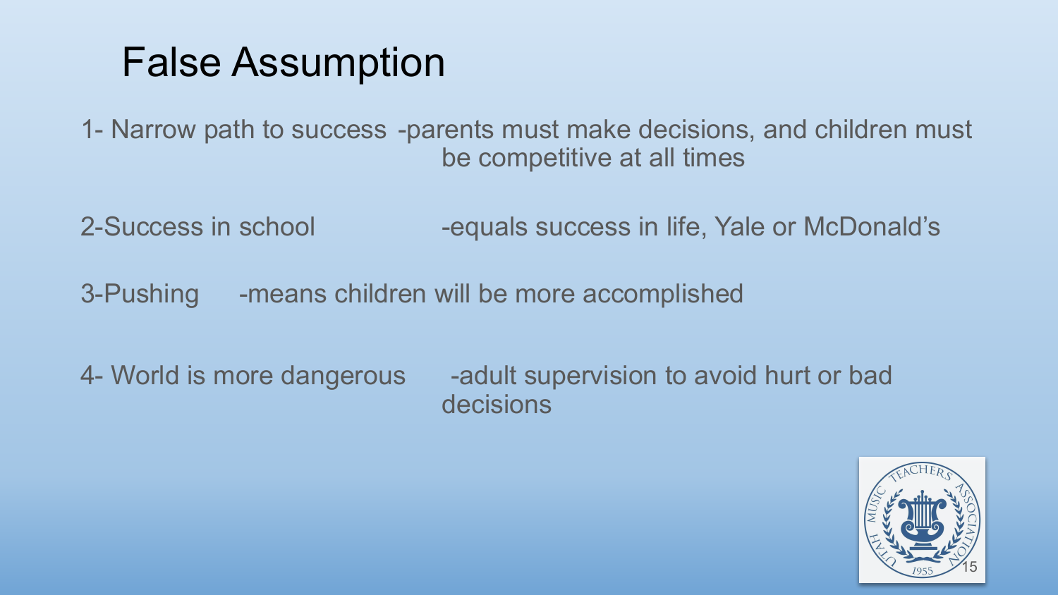# False Assumption

1- Narrow path to success -parents must make decisions, and children must be competitive at all times

2-Success in school -equals success in life, Yale or McDonald's

3-Pushing -means children will be more accomplished

4- World is more dangerous -adult supervision to avoid hurt or bad decisions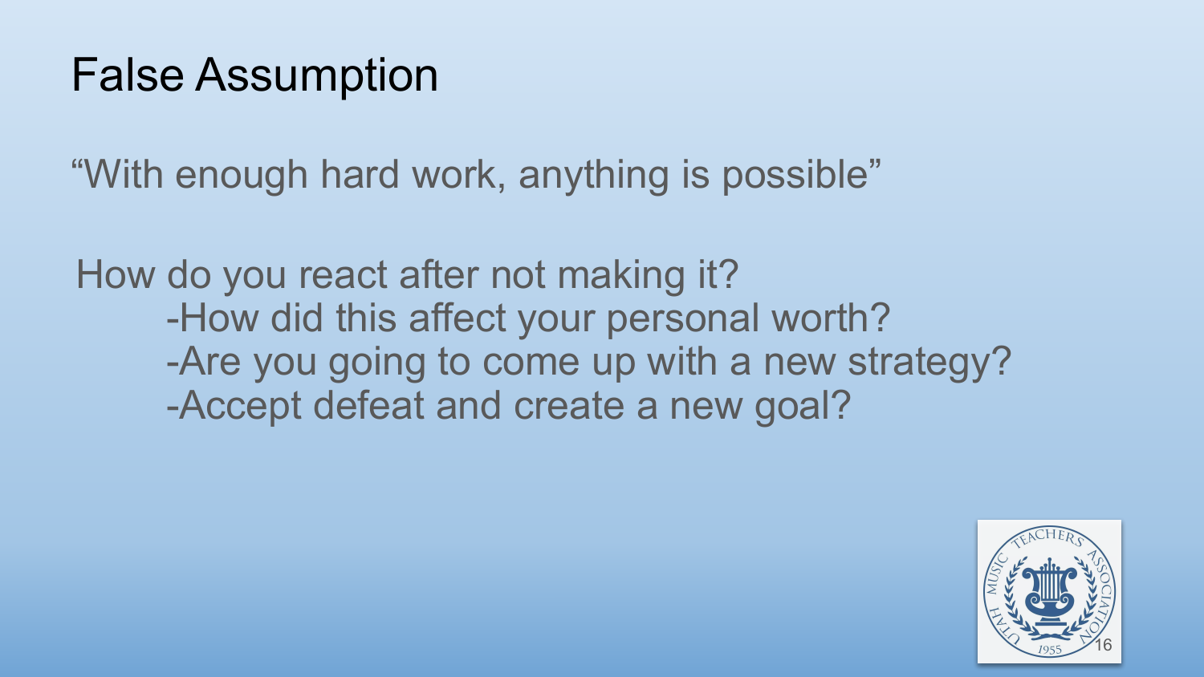# False Assumption

"With enough hard work, anything is possible"

How do you react after not making it?

- How did this affect your personal worth?
- Are you going to come up with a new strategy?
- Accept defeat and create a new goal?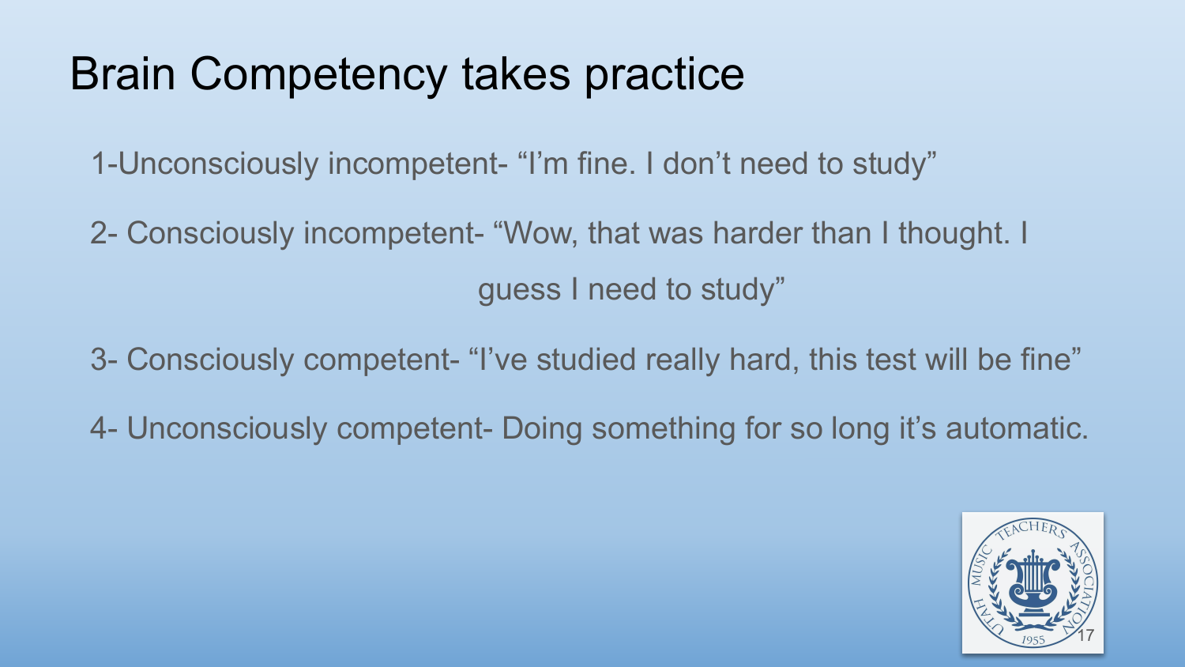# Brain Competency takes practice

1-Unconsciously incompetent- "I'm fine. I don't need to study"

2- Consciously incompetent- "Wow, that was harder than I thought. I guess I need to study"

3- Consciously competent- "I've studied really hard, this test will be fine"

4- Unconsciously competent- Doing something for so long it's automatic.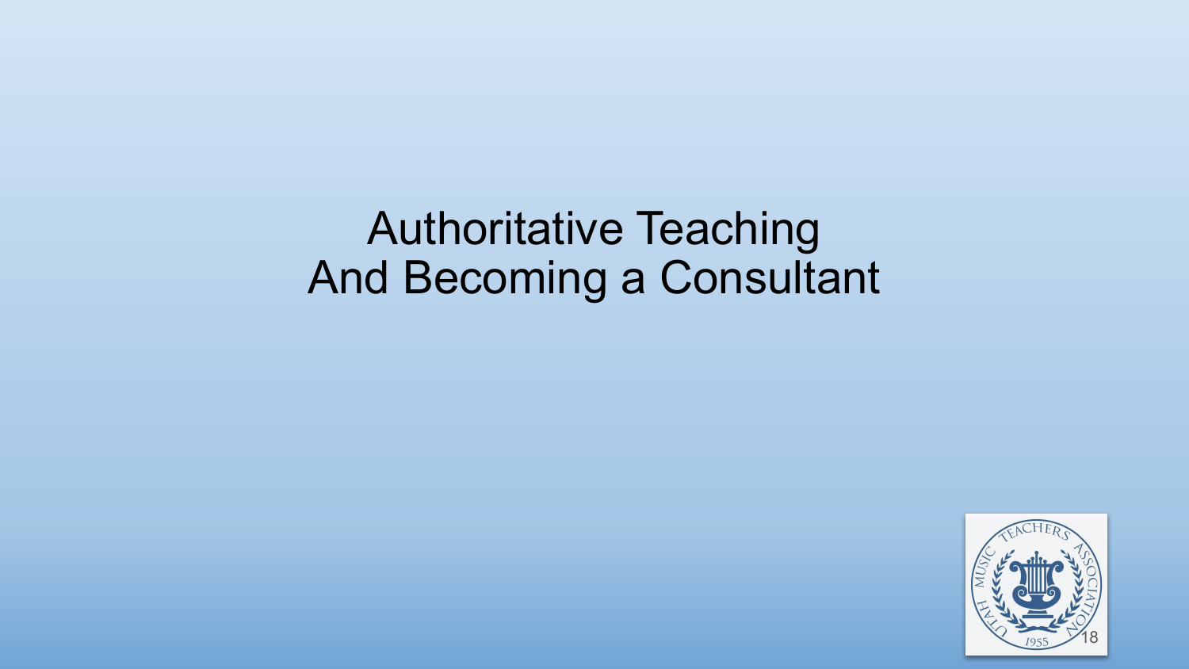# Authoritative Teaching
# And Becoming a Consultant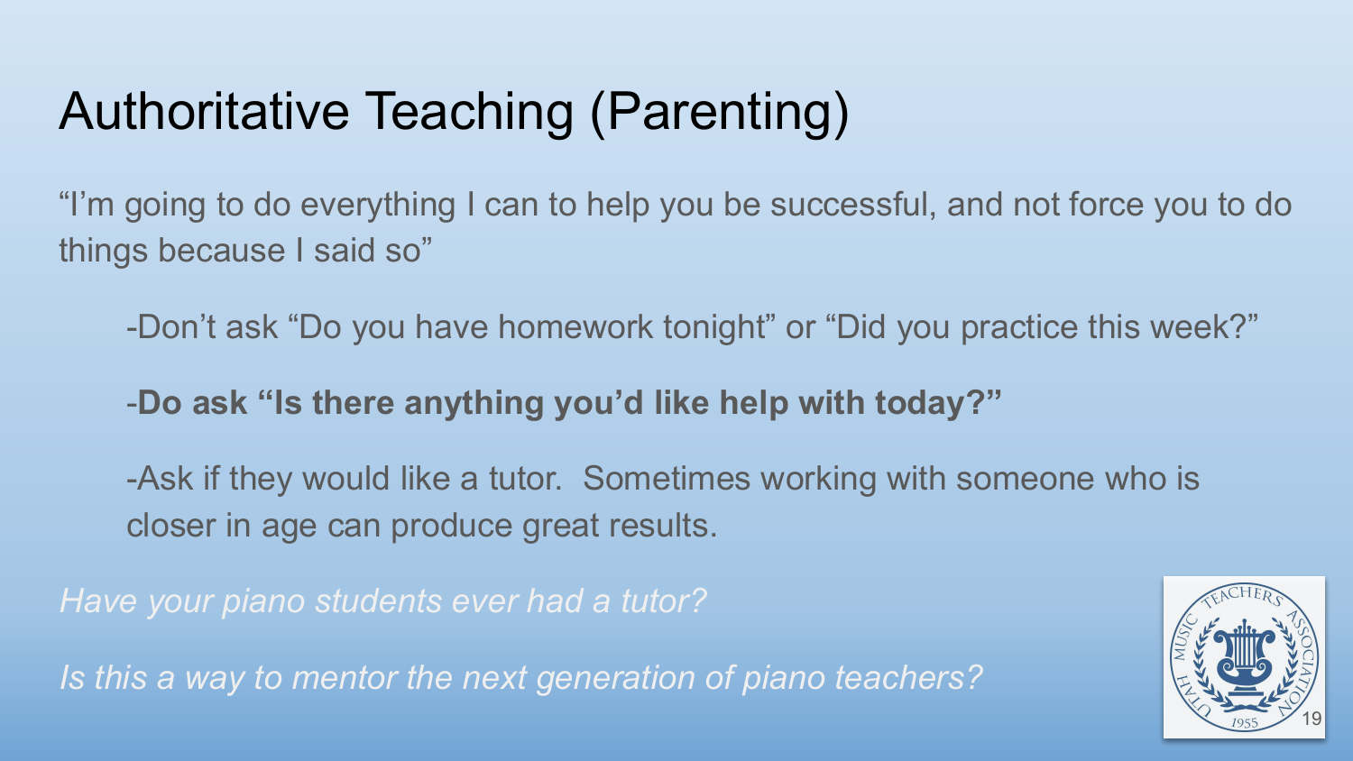# Authoritative Teaching (Parenting)

“I’m going to do everything I can to help you be successful, and not force you to do things because I said so”

-Don’t ask “Do you have homework tonight” or “Did you practice this week?”

-**Do ask “Is there anything you’d like help with today?”**

-Ask if they would like a tutor.  Sometimes working with someone who is closer in age can produce great results.

*Have your piano students ever had a tutor?*

*Is this a way to mentor the next generation of piano teachers?*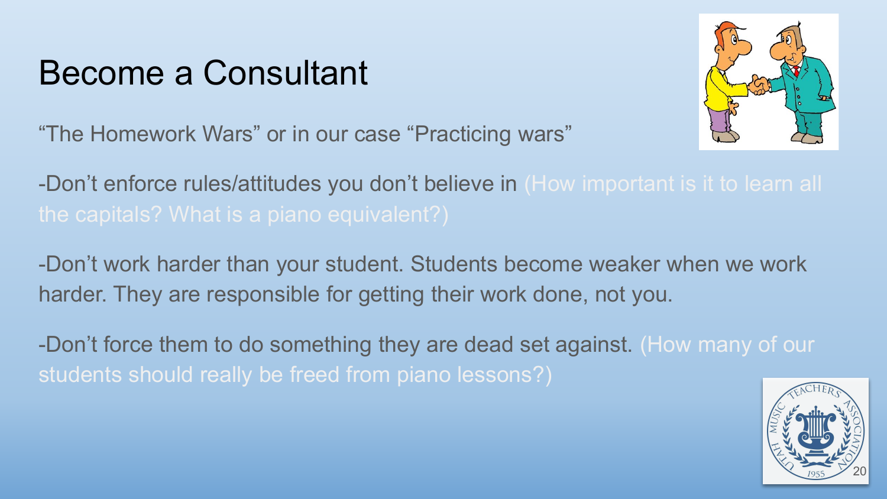# Become a Consultant

"The Homework Wars" or in our case "Practicing wars"

-Don't enforce rules/attitudes you don't believe in (How important is it to learn all the capitals? What is a piano equivalent?)

-Don't work harder than your student. Students become weaker when we work harder. They are responsible for getting their work done, not you.

-Don't force them to do something they are dead set against. (How many of our students should really be freed from piano lessons?)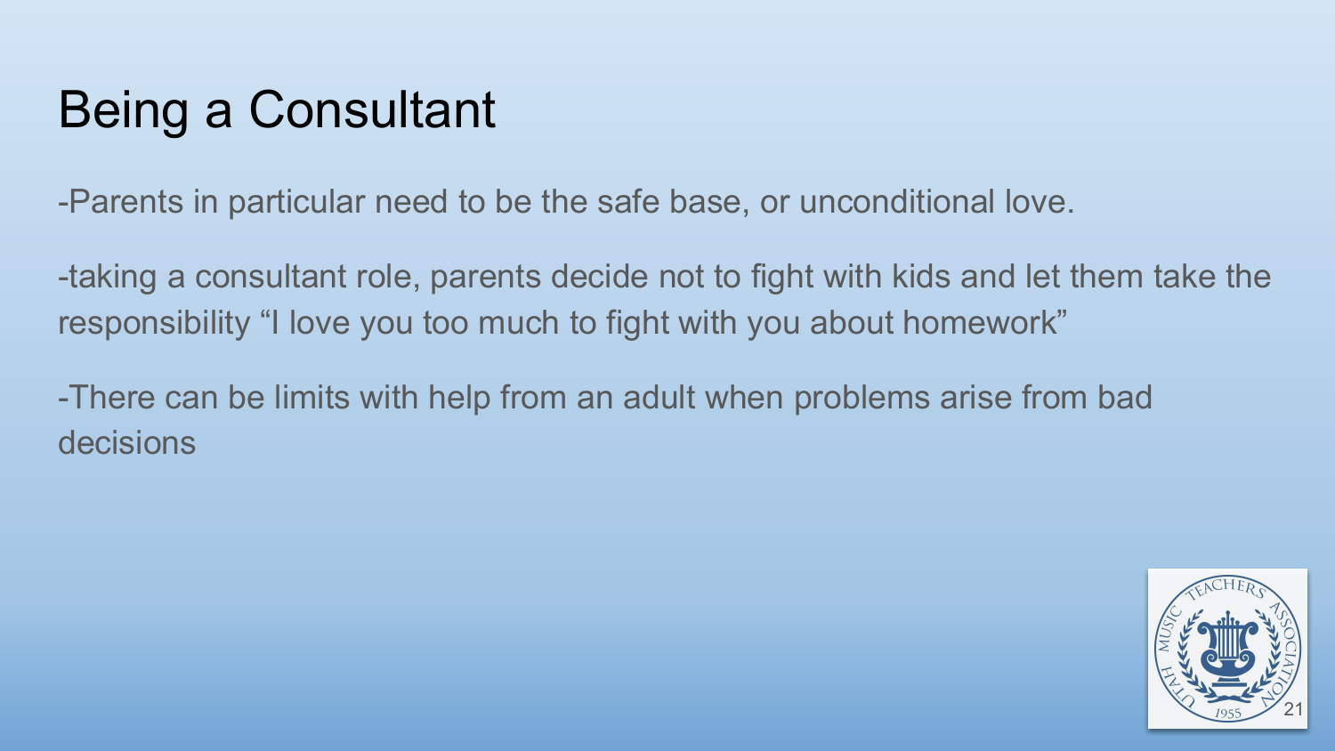# Being a Consultant

-Parents in particular need to be the safe base, or unconditional love.

-taking a consultant role, parents decide not to fight with kids and let them take the responsibility “I love you too much to fight with you about homework”

-There can be limits with help from an adult when problems arise from bad decisions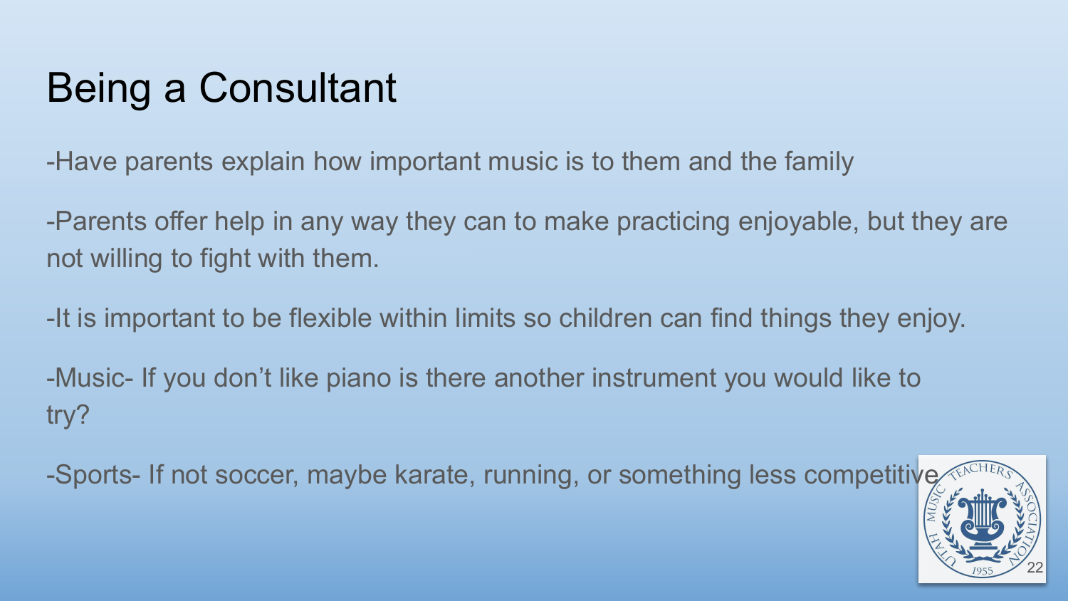# Being a Consultant

-Have parents explain how important music is to them and the family

-Parents offer help in any way they can to make practicing enjoyable, but they are not willing to fight with them.

-It is important to be flexible within limits so children can find things they enjoy.

-Music- If you don't like piano is there another instrument you would like to try?

-Sports- If not soccer, maybe karate, running, or something less competitive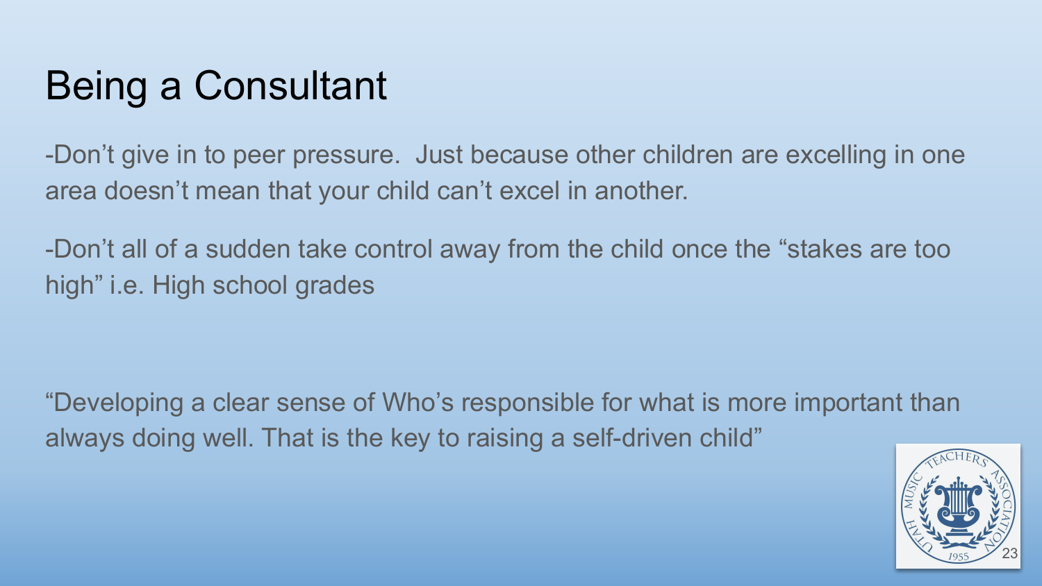# Being a Consultant

-Don't give in to peer pressure.  Just because other children are excelling in one area doesn't mean that your child can't excel in another.

-Don't all of a sudden take control away from the child once the "stakes are too high" i.e. High school grades

"Developing a clear sense of Who's responsible for what is more important than always doing well. That is the key to raising a self-driven child"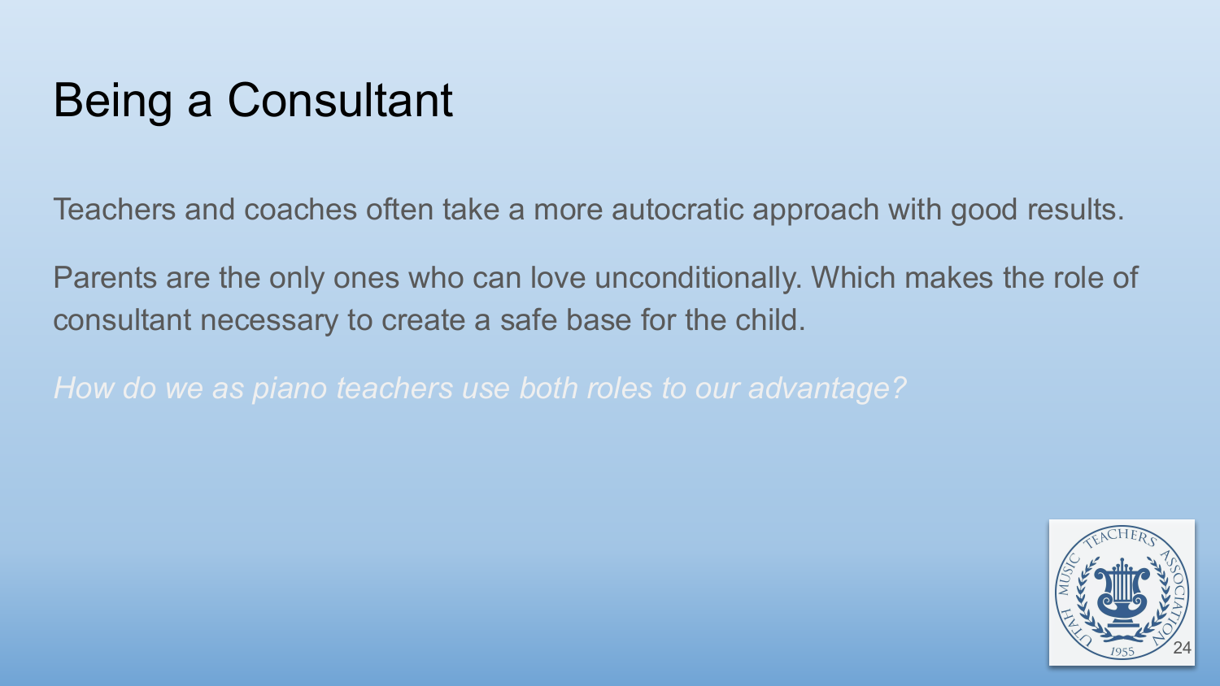# Being a Consultant

Teachers and coaches often take a more autocratic approach with good results.

Parents are the only ones who can love unconditionally. Which makes the role of consultant necessary to create a safe base for the child.

*How do we as piano teachers use both roles to our advantage?*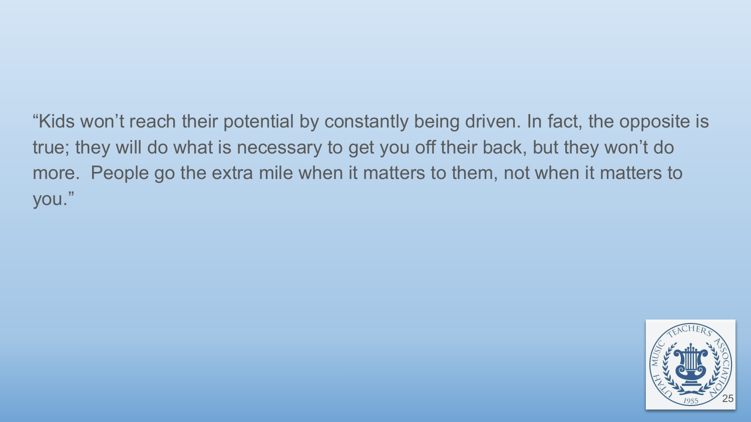"Kids won't reach their potential by constantly being driven. In fact, the opposite is true; they will do what is necessary to get you off their back, but they won't do more.  People go the extra mile when it matters to them, not when it matters to you."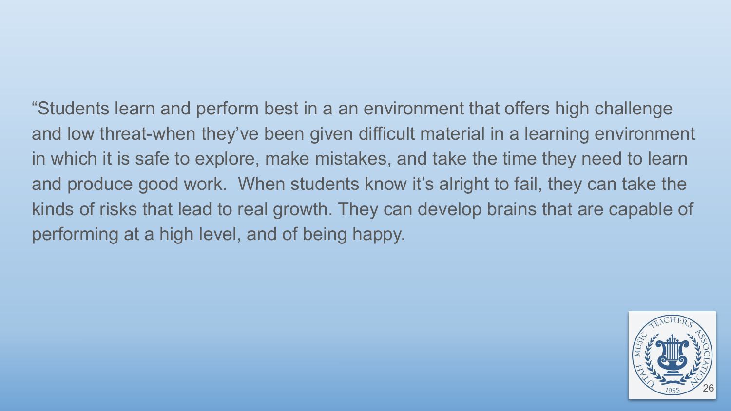"Students learn and perform best in a an environment that offers high challenge and low threat-when they've been given difficult material in a learning environment in which it is safe to explore, make mistakes, and take the time they need to learn and produce good work.  When students know it's alright to fail, they can take the kinds of risks that lead to real growth. They can develop brains that are capable of performing at a high level, and of being happy.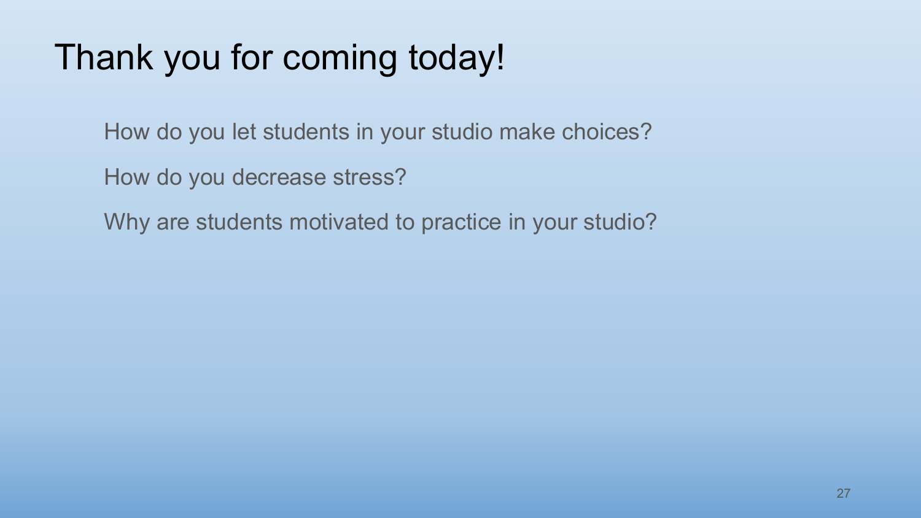# Thank you for coming today!

How do you let students in your studio make choices?

How do you decrease stress?

Why are students motivated to practice in your studio?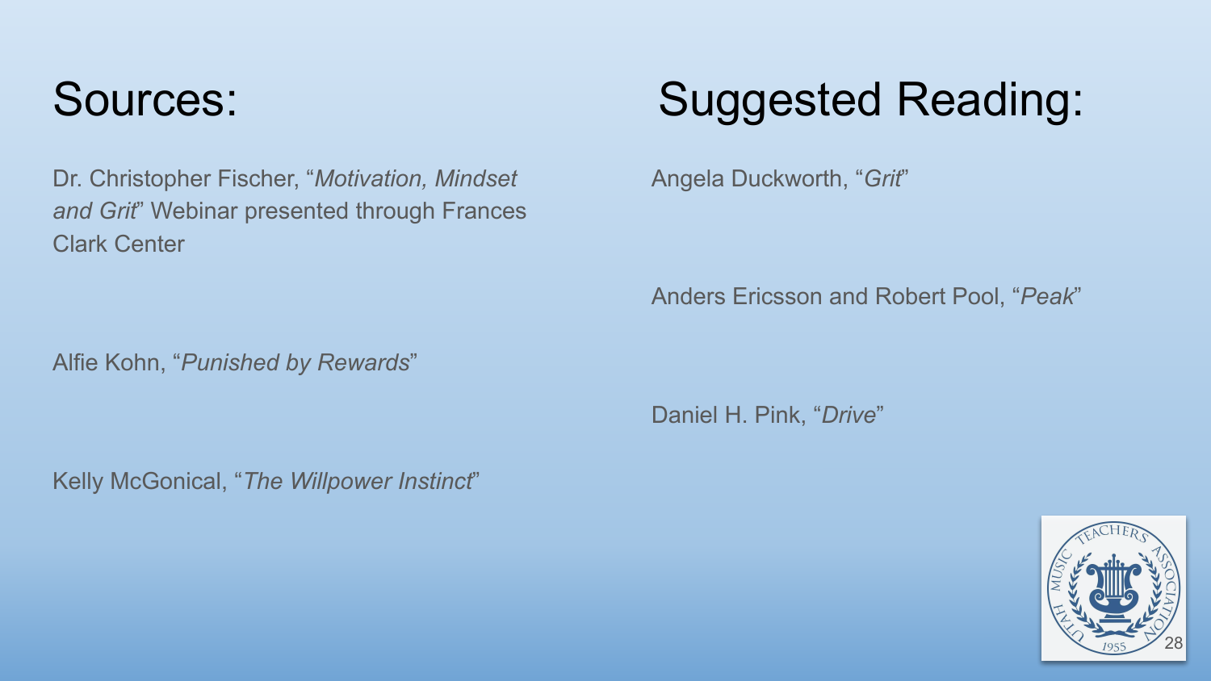# Sources:

Dr. Christopher Fischer, "*Motivation, Mindset and Grit*" Webinar presented through Frances Clark Center

Alfie Kohn, "*Punished by Rewards*"

Kelly McGonical, "*The Willpower Instinct*"

# Suggested Reading:

Angela Duckworth, "*Grit*"

Anders Ericsson and Robert Pool, "*Peak*"

Daniel H. Pink, "*Drive*"